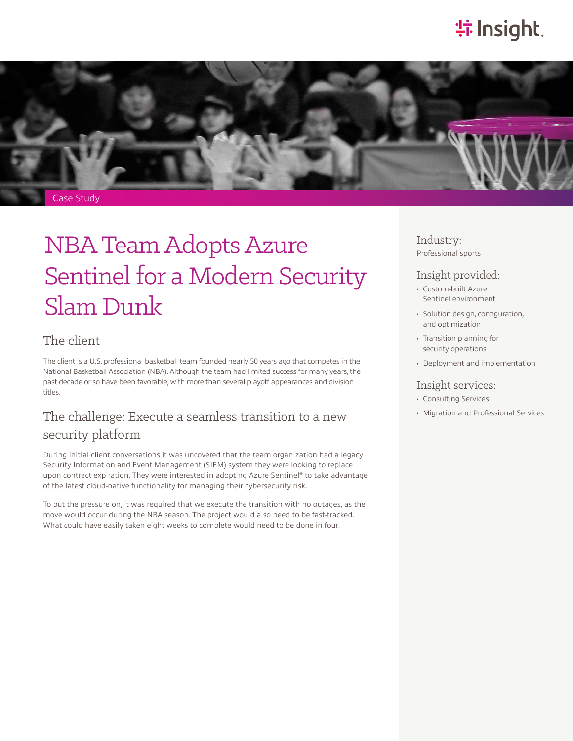Case Study

# NBA Team Adopts Azure Sentinel for a Modern Security Slam Dunk

## The client

The client is a U.S. professional basketball team founded nearly 50 years ago that competes in the National Basketball Association (NBA). Although the team had limited success for many years, the past decade or so have been favorable, with more than several playoff appearances and division titles.

## The challenge: Execute a seamless transition to a new security platform

During initial client conversations it was uncovered that the team organization had a legacy Security Information and Event Management (SIEM) system they were looking to replace upon contract expiration. They were interested in adopting Azure Sentinel® to take advantage of the latest cloud-native functionality for managing their cybersecurity risk.

To put the pressure on, it was required that we execute the transition with no outages, as the move would occur during the NBA season. The project would also need to be fast-tracked. What could have easily taken eight weeks to complete would need to be done in four.

### Industry:

Professional sports

### Insight provided:

- Custom-built Azure Sentinel environment
- Solution design, configuration, and optimization
- Transition planning for security operations
- Deployment and implementation

### Insight services:

- Consulting Services
- Migration and Professional Services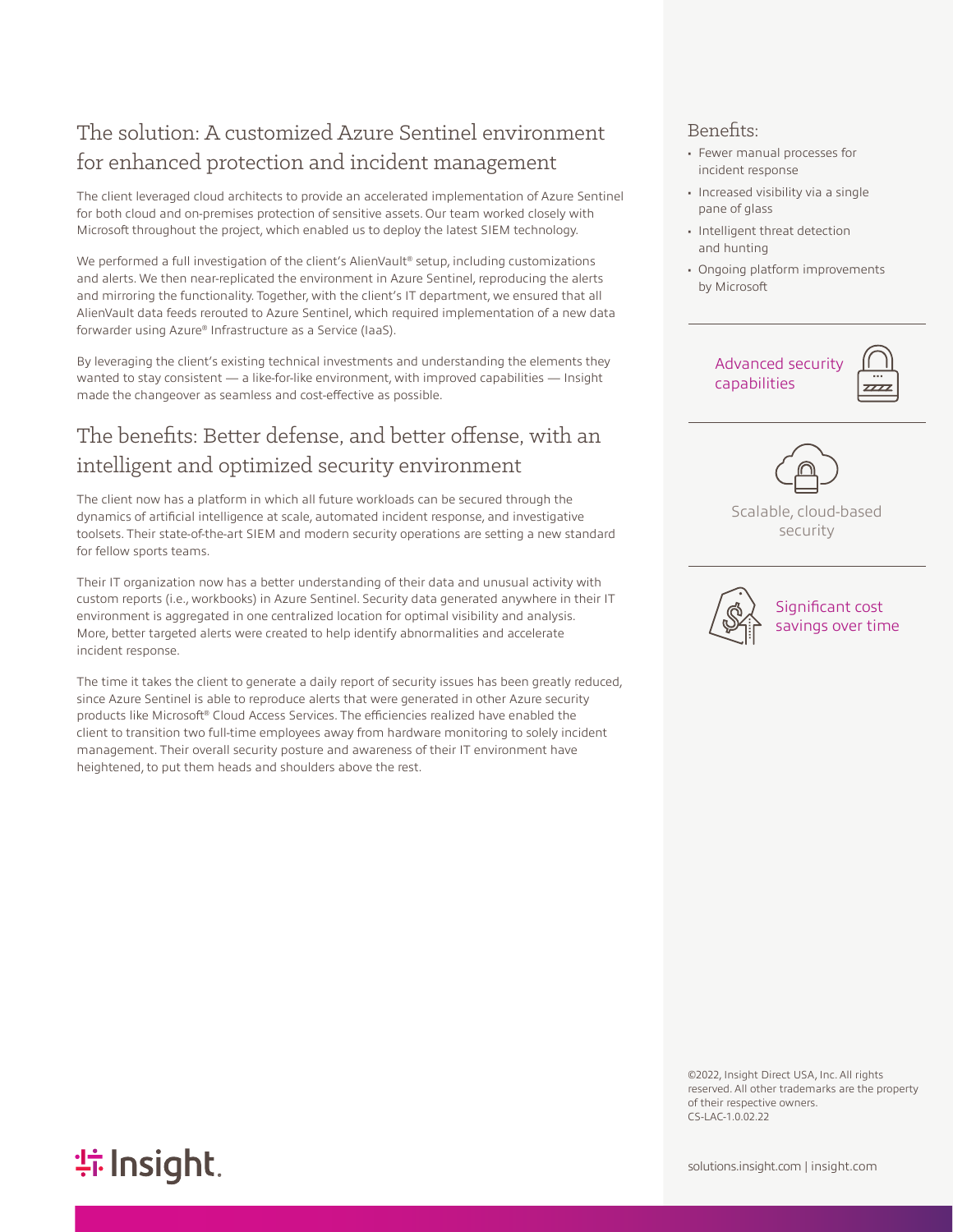## The solution: A customized Azure Sentinel environment for enhanced protection and incident management

The client leveraged cloud architects to provide an accelerated implementation of Azure Sentinel for both cloud and on-premises protection of sensitive assets. Our team worked closely with Microsoft throughout the project, which enabled us to deploy the latest SIEM technology.

We performed a full investigation of the client's AlienVault® setup, including customizations and alerts. We then near-replicated the environment in Azure Sentinel, reproducing the alerts and mirroring the functionality. Together, with the client's IT department, we ensured that all AlienVault data feeds rerouted to Azure Sentinel, which required implementation of a new data forwarder using Azure® Infrastructure as a Service (IaaS).

By leveraging the client's existing technical investments and understanding the elements they wanted to stay consistent — a like-for-like environment, with improved capabilities — Insight made the changeover as seamless and cost-effective as possible.

## The benefits: Better defense, and better offense, with an intelligent and optimized security environment

The client now has a platform in which all future workloads can be secured through the dynamics of artificial intelligence at scale, automated incident response, and investigative toolsets. Their state-of-the-art SIEM and modern security operations are setting a new standard for fellow sports teams.

Their IT organization now has a better understanding of their data and unusual activity with custom reports (i.e., workbooks) in Azure Sentinel. Security data generated anywhere in their IT environment is aggregated in one centralized location for optimal visibility and analysis. More, better targeted alerts were created to help identify abnormalities and accelerate incident response.

The time it takes the client to generate a daily report of security issues has been greatly reduced, since Azure Sentinel is able to reproduce alerts that were generated in other Azure security products like Microsoft® Cloud Access Services. The efficiencies realized have enabled the client to transition two full-time employees away from hardware monitoring to solely incident management. Their overall security posture and awareness of their IT environment have heightened, to put them heads and shoulders above the rest.

### Benefits:

- Fewer manual processes for incident response
- Increased visibility via a single pane of glass
- Intelligent threat detection and hunting
- Ongoing platform improvements by Microsoft

Advanced security capabilities

Scalable, cloud-based security

Significant cost savings over time

©2022, Insight Direct USA, Inc. All rights reserved. All other trademarks are the property of their respective owners.
CS-LAC-1.0.02.22

Insight.

solutions.insight.com | insight.com